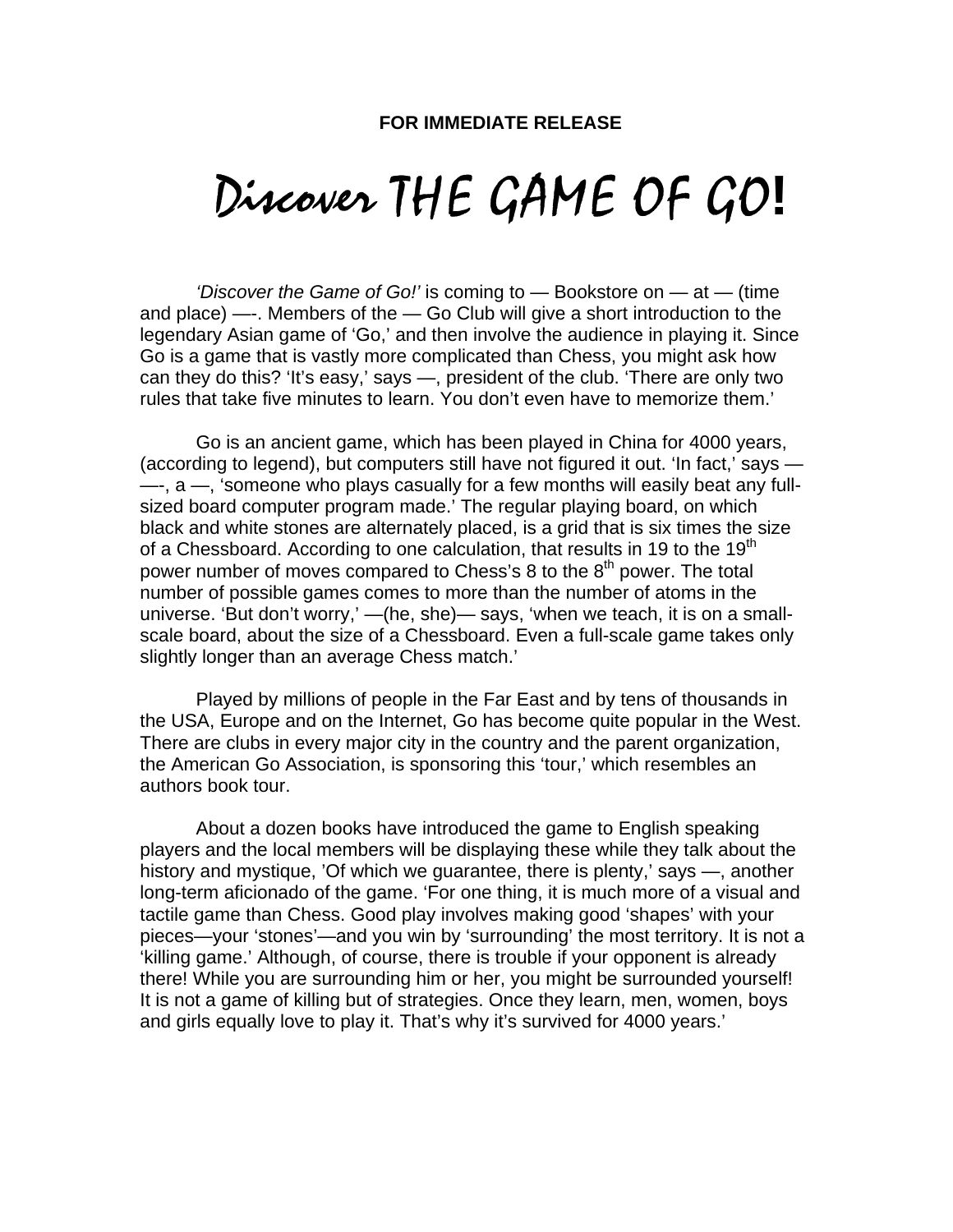**FOR IMMEDIATE RELEASE**

# Discover THE GAME OF GO!

*'Discover the Game of Go!'* is coming to — Bookstore on — at — (time and place) —-. Members of the — Go Club will give a short introduction to the legendary Asian game of 'Go,' and then involve the audience in playing it. Since Go is a game that is vastly more complicated than Chess, you might ask how can they do this? 'It's easy,' says —, president of the club. 'There are only two rules that take five minutes to learn. You don't even have to memorize them.'

Go is an ancient game, which has been played in China for 4000 years, (according to legend), but computers still have not figured it out. 'In fact,' says — —-, a —, 'someone who plays casually for a few months will easily beat any full-sized board computer program made.' The regular playing board, on which black and white stones are alternately placed, is a grid that is six times the size of a Chessboard. According to one calculation, that results in 19 to the 19$^{th}$ power number of moves compared to Chess's 8 to the 8$^{th}$ power. The total number of possible games comes to more than the number of atoms in the universe. 'But don't worry,' —(he, she)— says, 'when we teach, it is on a small-scale board, about the size of a Chessboard. Even a full-scale game takes only slightly longer than an average Chess match.'

Played by millions of people in the Far East and by tens of thousands in the USA, Europe and on the Internet, Go has become quite popular in the West. There are clubs in every major city in the country and the parent organization, the American Go Association, is sponsoring this 'tour,' which resembles an authors book tour.

About a dozen books have introduced the game to English speaking players and the local members will be displaying these while they talk about the history and mystique, 'Of which we guarantee, there is plenty,' says —, another long-term aficionado of the game. 'For one thing, it is much more of a visual and tactile game than Chess. Good play involves making good 'shapes' with your pieces—your 'stones'—and you win by 'surrounding' the most territory. It is not a 'killing game.' Although, of course, there is trouble if your opponent is already there! While you are surrounding him or her, you might be surrounded yourself! It is not a game of killing but of strategies. Once they learn, men, women, boys and girls equally love to play it. That's why it's survived for 4000 years.'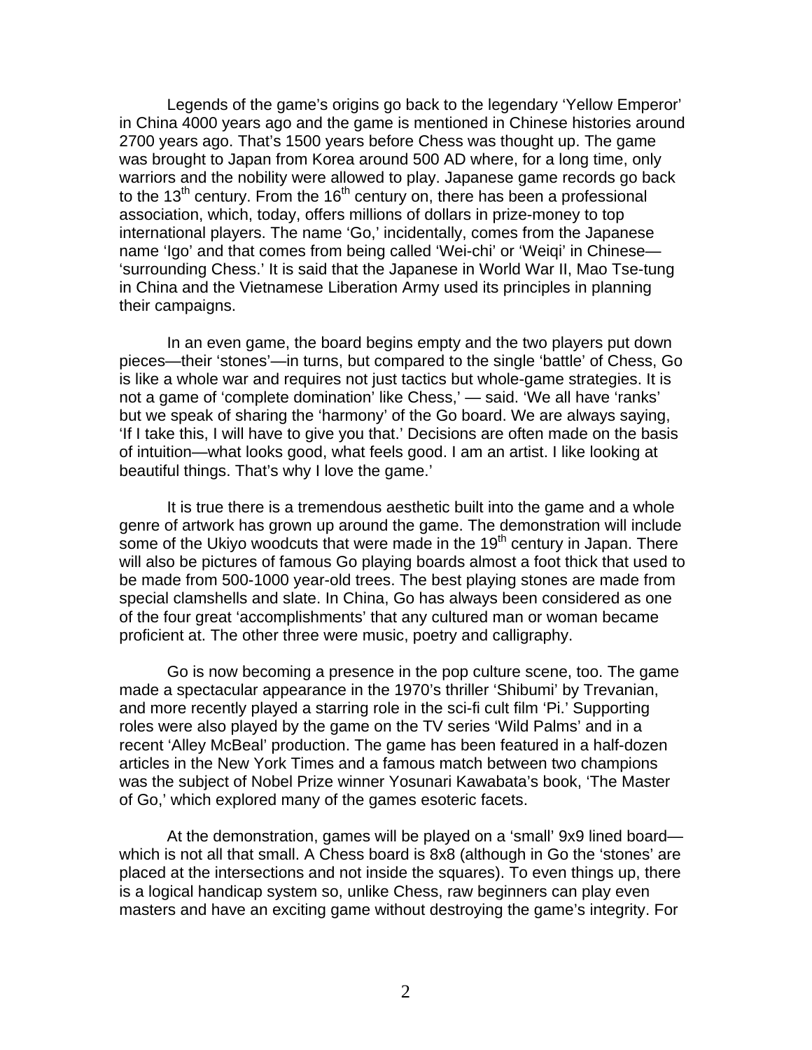Legends of the game's origins go back to the legendary 'Yellow Emperor' in China 4000 years ago and the game is mentioned in Chinese histories around 2700 years ago. That's 1500 years before Chess was thought up. The game was brought to Japan from Korea around 500 AD where, for a long time, only warriors and the nobility were allowed to play. Japanese game records go back to the 13th century. From the 16th century on, there has been a professional association, which, today, offers millions of dollars in prize-money to top international players. The name 'Go,' incidentally, comes from the Japanese name 'Igo' and that comes from being called 'Wei-chi' or 'Weiqi' in Chinese—'surrounding Chess.' It is said that the Japanese in World War II, Mao Tse-tung in China and the Vietnamese Liberation Army used its principles in planning their campaigns.

In an even game, the board begins empty and the two players put down pieces—their 'stones'—in turns, but compared to the single 'battle' of Chess, Go is like a whole war and requires not just tactics but whole-game strategies. It is not a game of 'complete domination' like Chess,' — said. 'We all have 'ranks' but we speak of sharing the 'harmony' of the Go board. We are always saying, 'If I take this, I will have to give you that.' Decisions are often made on the basis of intuition—what looks good, what feels good. I am an artist. I like looking at beautiful things. That's why I love the game.'

It is true there is a tremendous aesthetic built into the game and a whole genre of artwork has grown up around the game. The demonstration will include some of the Ukiyo woodcuts that were made in the 19th century in Japan. There will also be pictures of famous Go playing boards almost a foot thick that used to be made from 500-1000 year-old trees. The best playing stones are made from special clamshells and slate. In China, Go has always been considered as one of the four great 'accomplishments' that any cultured man or woman became proficient at. The other three were music, poetry and calligraphy.

Go is now becoming a presence in the pop culture scene, too. The game made a spectacular appearance in the 1970's thriller 'Shibumi' by Trevanian, and more recently played a starring role in the sci-fi cult film 'Pi.' Supporting roles were also played by the game on the TV series 'Wild Palms' and in a recent 'Alley McBeal' production. The game has been featured in a half-dozen articles in the New York Times and a famous match between two champions was the subject of Nobel Prize winner Yosunari Kawabata's book, 'The Master of Go,' which explored many of the games esoteric facets.

At the demonstration, games will be played on a 'small' 9x9 lined board—which is not all that small. A Chess board is 8x8 (although in Go the 'stones' are placed at the intersections and not inside the squares). To even things up, there is a logical handicap system so, unlike Chess, raw beginners can play even masters and have an exciting game without destroying the game's integrity. For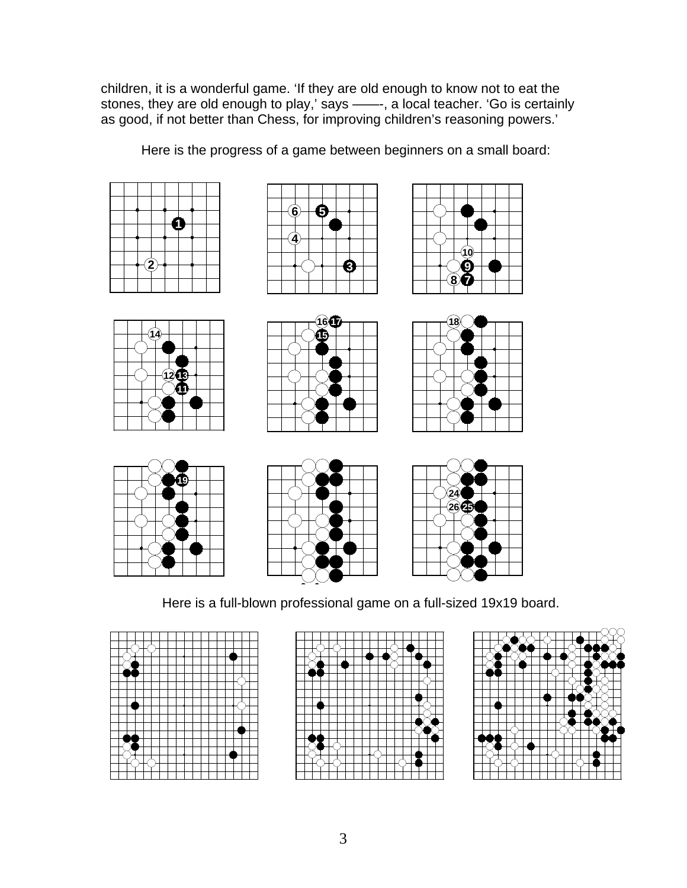children, it is a wonderful game. ‘If they are old enough to know not to eat the stones, they are old enough to play,’ says ——-, a local teacher. ‘Go is certainly as good, if not better than Chess, for improving children’s reasoning powers.’

Here is the progress of a game between beginners on a small board:

Here is a full-blown professional game on a full-sized 19x19 board.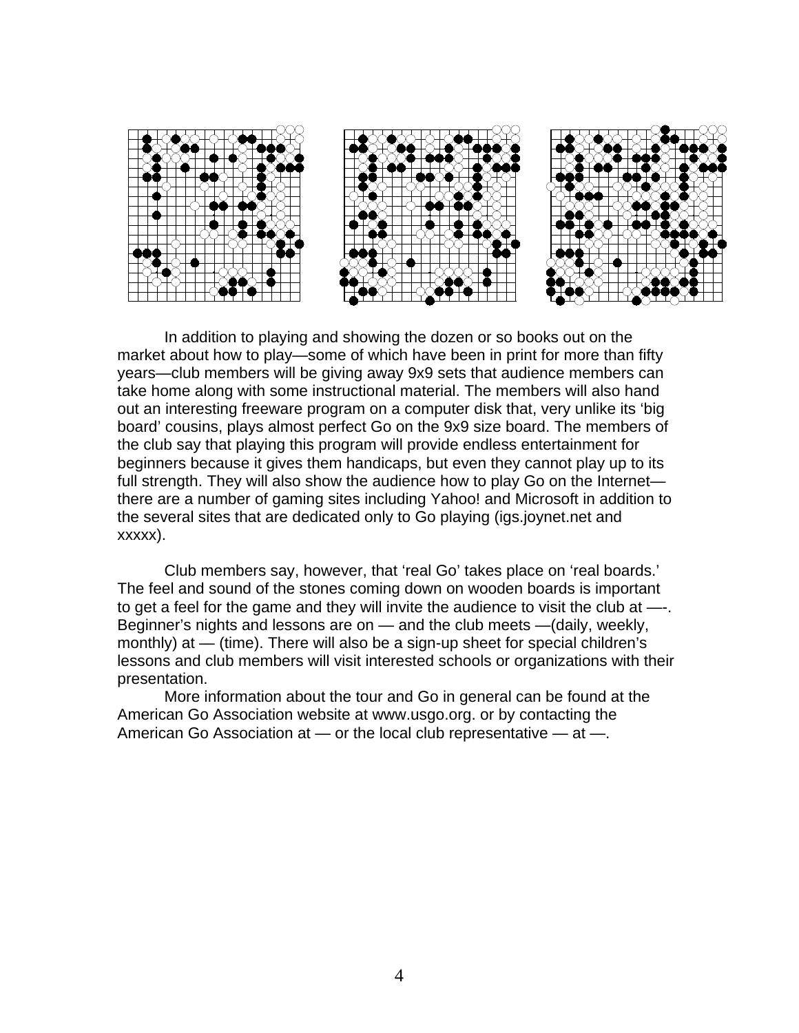In addition to playing and showing the dozen or so books out on the market about how to play—some of which have been in print for more than fifty years—club members will be giving away 9x9 sets that audience members can take home along with some instructional material. The members will also hand out an interesting freeware program on a computer disk that, very unlike its 'big board' cousins, plays almost perfect Go on the 9x9 size board. The members of the club say that playing this program will provide endless entertainment for beginners because it gives them handicaps, but even they cannot play up to its full strength. They will also show the audience how to play Go on the Internet—there are a number of gaming sites including Yahoo! and Microsoft in addition to the several sites that are dedicated only to Go playing (igs.joynet.net and xxxxx).

Club members say, however, that 'real Go' takes place on 'real boards.' The feel and sound of the stones coming down on wooden boards is important to get a feel for the game and they will invite the audience to visit the club at —-. Beginner's nights and lessons are on — and the club meets —(daily, weekly, monthly) at — (time). There will also be a sign-up sheet for special children's lessons and club members will visit interested schools or organizations with their presentation.

More information about the tour and Go in general can be found at the American Go Association website at www.usgo.org. or by contacting the American Go Association at — or the local club representative — at —.